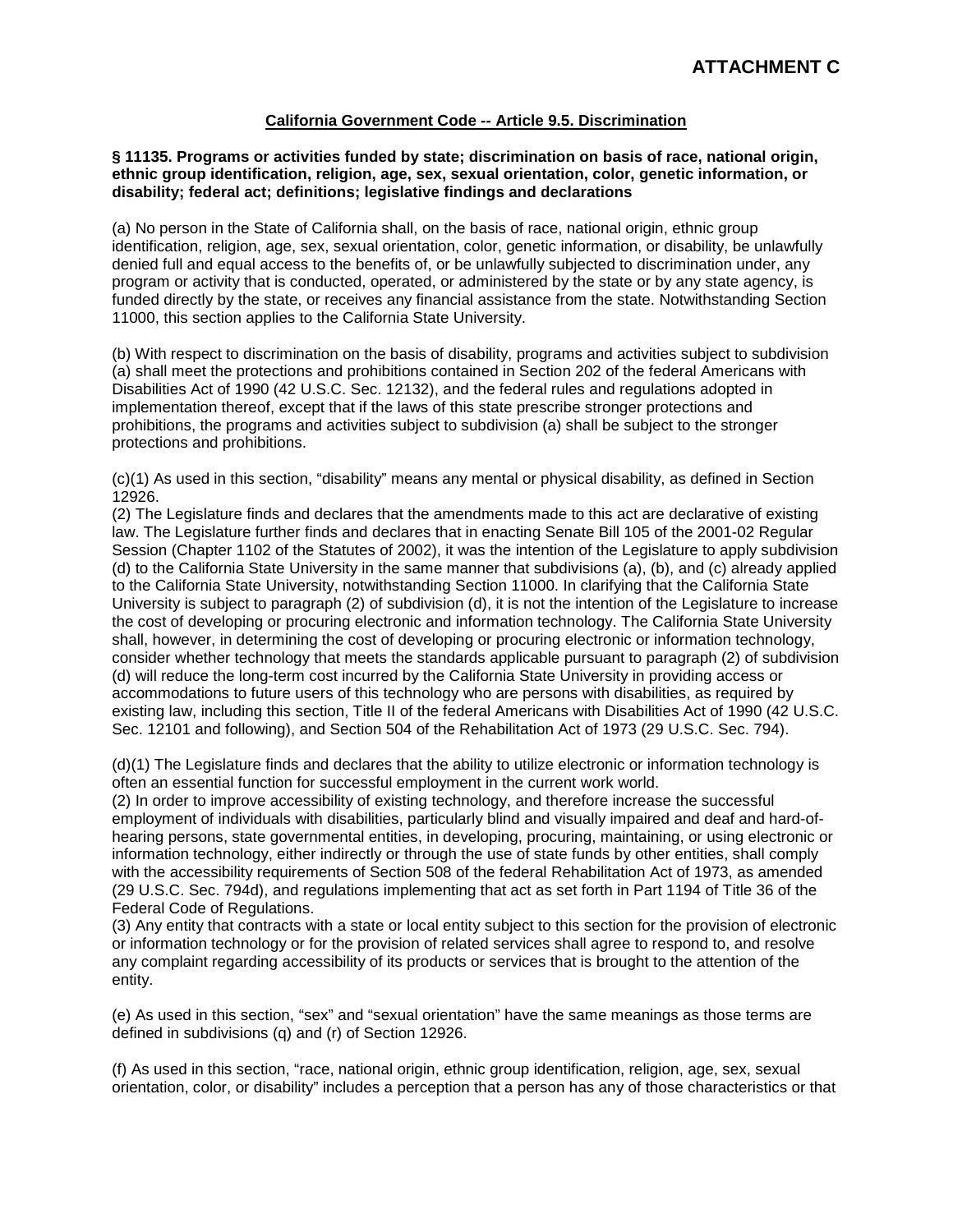**ATTACHMENT C**

## California Government Code -- Article 9.5. Discrimination

**§ 11135. Programs or activities funded by state; discrimination on basis of race, national origin, ethnic group identification, religion, age, sex, sexual orientation, color, genetic information, or disability; federal act; definitions; legislative findings and declarations**

(a) No person in the State of California shall, on the basis of race, national origin, ethnic group identification, religion, age, sex, sexual orientation, color, genetic information, or disability, be unlawfully denied full and equal access to the benefits of, or be unlawfully subjected to discrimination under, any program or activity that is conducted, operated, or administered by the state or by any state agency, is funded directly by the state, or receives any financial assistance from the state. Notwithstanding Section 11000, this section applies to the California State University.

(b) With respect to discrimination on the basis of disability, programs and activities subject to subdivision (a) shall meet the protections and prohibitions contained in Section 202 of the federal Americans with Disabilities Act of 1990 (42 U.S.C. Sec. 12132), and the federal rules and regulations adopted in implementation thereof, except that if the laws of this state prescribe stronger protections and prohibitions, the programs and activities subject to subdivision (a) shall be subject to the stronger protections and prohibitions.

(c)(1) As used in this section, "disability" means any mental or physical disability, as defined in Section 12926.
(2) The Legislature finds and declares that the amendments made to this act are declarative of existing law. The Legislature further finds and declares that in enacting Senate Bill 105 of the 2001-02 Regular Session (Chapter 1102 of the Statutes of 2002), it was the intention of the Legislature to apply subdivision (d) to the California State University in the same manner that subdivisions (a), (b), and (c) already applied to the California State University, notwithstanding Section 11000. In clarifying that the California State University is subject to paragraph (2) of subdivision (d), it is not the intention of the Legislature to increase the cost of developing or procuring electronic and information technology. The California State University shall, however, in determining the cost of developing or procuring electronic or information technology, consider whether technology that meets the standards applicable pursuant to paragraph (2) of subdivision (d) will reduce the long-term cost incurred by the California State University in providing access or accommodations to future users of this technology who are persons with disabilities, as required by existing law, including this section, Title II of the federal Americans with Disabilities Act of 1990 (42 U.S.C. Sec. 12101 and following), and Section 504 of the Rehabilitation Act of 1973 (29 U.S.C. Sec. 794).

(d)(1) The Legislature finds and declares that the ability to utilize electronic or information technology is often an essential function for successful employment in the current work world.
(2) In order to improve accessibility of existing technology, and therefore increase the successful employment of individuals with disabilities, particularly blind and visually impaired and deaf and hard-of-hearing persons, state governmental entities, in developing, procuring, maintaining, or using electronic or information technology, either indirectly or through the use of state funds by other entities, shall comply with the accessibility requirements of Section 508 of the federal Rehabilitation Act of 1973, as amended (29 U.S.C. Sec. 794d), and regulations implementing that act as set forth in Part 1194 of Title 36 of the Federal Code of Regulations.
(3) Any entity that contracts with a state or local entity subject to this section for the provision of electronic or information technology or for the provision of related services shall agree to respond to, and resolve any complaint regarding accessibility of its products or services that is brought to the attention of the entity.

(e) As used in this section, "sex" and "sexual orientation" have the same meanings as those terms are defined in subdivisions (q) and (r) of Section 12926.

(f) As used in this section, "race, national origin, ethnic group identification, religion, age, sex, sexual orientation, color, or disability" includes a perception that a person has any of those characteristics or that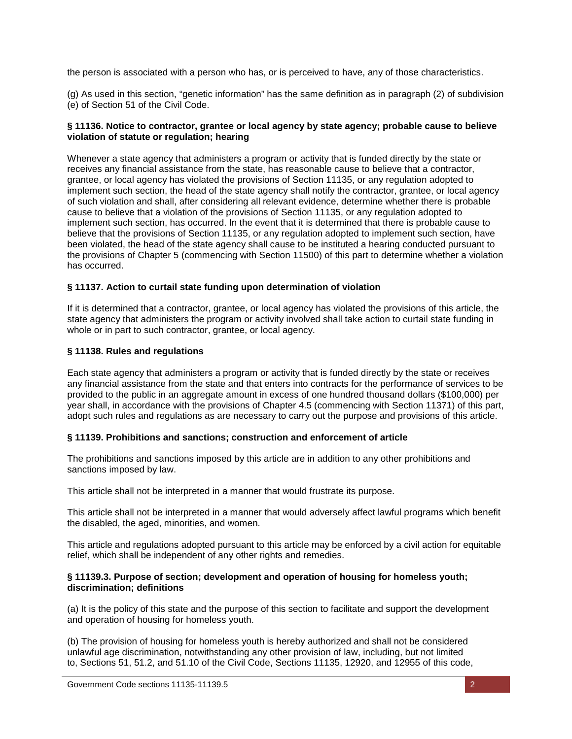the person is associated with a person who has, or is perceived to have, any of those characteristics.

(g) As used in this section, "genetic information" has the same definition as in paragraph (2) of subdivision (e) of Section 51 of the Civil Code.

**§ 11136. Notice to contractor, grantee or local agency by state agency; probable cause to believe violation of statute or regulation; hearing**

Whenever a state agency that administers a program or activity that is funded directly by the state or receives any financial assistance from the state, has reasonable cause to believe that a contractor, grantee, or local agency has violated the provisions of Section 11135, or any regulation adopted to implement such section, the head of the state agency shall notify the contractor, grantee, or local agency of such violation and shall, after considering all relevant evidence, determine whether there is probable cause to believe that a violation of the provisions of Section 11135, or any regulation adopted to implement such section, has occurred. In the event that it is determined that there is probable cause to believe that the provisions of Section 11135, or any regulation adopted to implement such section, have been violated, the head of the state agency shall cause to be instituted a hearing conducted pursuant to the provisions of Chapter 5 (commencing with Section 11500) of this part to determine whether a violation has occurred.

**§ 11137. Action to curtail state funding upon determination of violation**

If it is determined that a contractor, grantee, or local agency has violated the provisions of this article, the state agency that administers the program or activity involved shall take action to curtail state funding in whole or in part to such contractor, grantee, or local agency.

**§ 11138. Rules and regulations**

Each state agency that administers a program or activity that is funded directly by the state or receives any financial assistance from the state and that enters into contracts for the performance of services to be provided to the public in an aggregate amount in excess of one hundred thousand dollars ($100,000) per year shall, in accordance with the provisions of Chapter 4.5 (commencing with Section 11371) of this part, adopt such rules and regulations as are necessary to carry out the purpose and provisions of this article.

**§ 11139. Prohibitions and sanctions; construction and enforcement of article**

The prohibitions and sanctions imposed by this article are in addition to any other prohibitions and sanctions imposed by law.

This article shall not be interpreted in a manner that would frustrate its purpose.

This article shall not be interpreted in a manner that would adversely affect lawful programs which benefit the disabled, the aged, minorities, and women.

This article and regulations adopted pursuant to this article may be enforced by a civil action for equitable relief, which shall be independent of any other rights and remedies.

**§ 11139.3. Purpose of section; development and operation of housing for homeless youth; discrimination; definitions**

(a) It is the policy of this state and the purpose of this section to facilitate and support the development and operation of housing for homeless youth.

(b) The provision of housing for homeless youth is hereby authorized and shall not be considered unlawful age discrimination, notwithstanding any other provision of law, including, but not limited to, Sections 51, 51.2, and 51.10 of the Civil Code, Sections 11135, 12920, and 12955 of this code,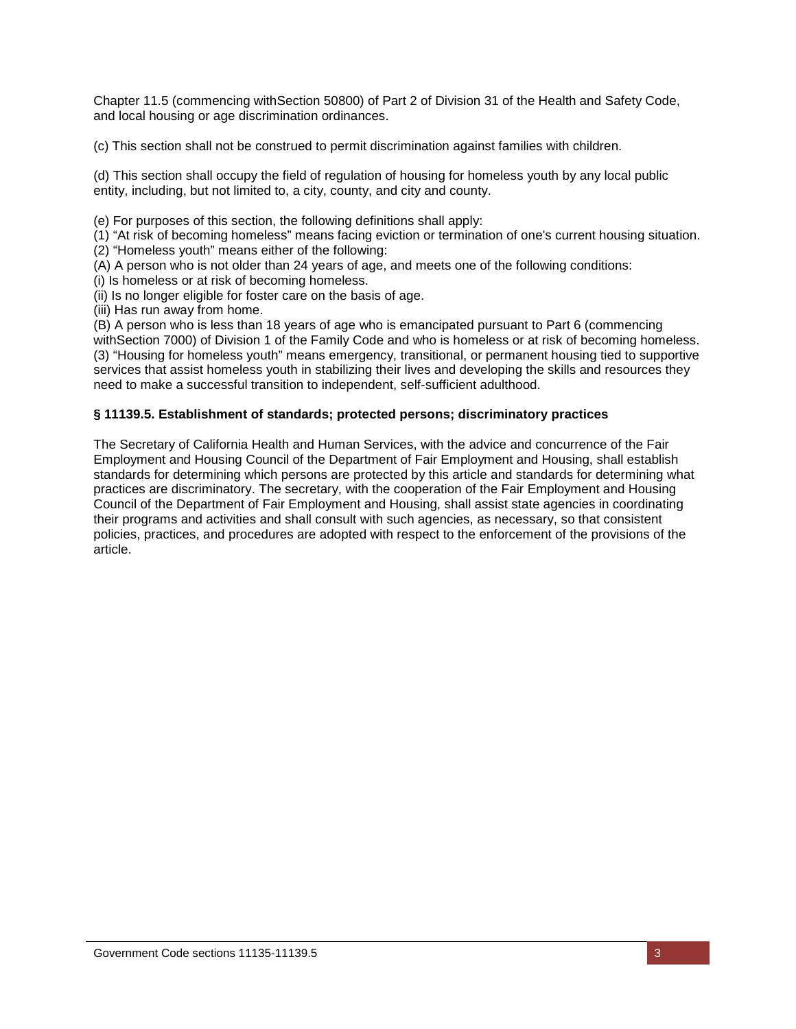Chapter 11.5 (commencing withSection 50800) of Part 2 of Division 31 of the Health and Safety Code, and local housing or age discrimination ordinances.

(c) This section shall not be construed to permit discrimination against families with children.

(d) This section shall occupy the field of regulation of housing for homeless youth by any local public entity, including, but not limited to, a city, county, and city and county.

(e) For purposes of this section, the following definitions shall apply:
(1) "At risk of becoming homeless" means facing eviction or termination of one's current housing situation.
(2) "Homeless youth" means either of the following:
(A) A person who is not older than 24 years of age, and meets one of the following conditions:
(i) Is homeless or at risk of becoming homeless.
(ii) Is no longer eligible for foster care on the basis of age.
(iii) Has run away from home.
(B) A person who is less than 18 years of age who is emancipated pursuant to Part 6 (commencing withSection 7000) of Division 1 of the Family Code and who is homeless or at risk of becoming homeless.
(3) "Housing for homeless youth" means emergency, transitional, or permanent housing tied to supportive services that assist homeless youth in stabilizing their lives and developing the skills and resources they need to make a successful transition to independent, self-sufficient adulthood.

**§ 11139.5. Establishment of standards; protected persons; discriminatory practices**

The Secretary of California Health and Human Services, with the advice and concurrence of the Fair Employment and Housing Council of the Department of Fair Employment and Housing, shall establish standards for determining which persons are protected by this article and standards for determining what practices are discriminatory. The secretary, with the cooperation of the Fair Employment and Housing Council of the Department of Fair Employment and Housing, shall assist state agencies in coordinating their programs and activities and shall consult with such agencies, as necessary, so that consistent policies, practices, and procedures are adopted with respect to the enforcement of the provisions of the article.